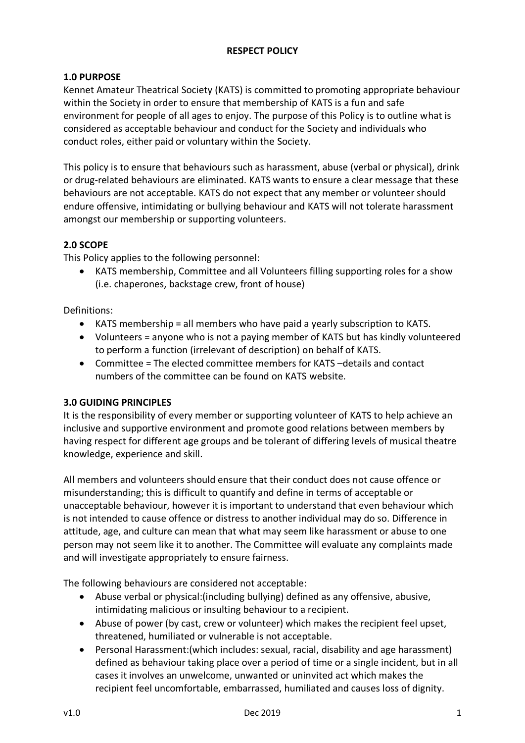# RESPECT POLICY

## 1.0 PURPOSE

Kennet Amateur Theatrical Society (KATS) is committed to promoting appropriate behaviour within the Society in order to ensure that membership of KATS is a fun and safe environment for people of all ages to enjoy. The purpose of this Policy is to outline what is considered as acceptable behaviour and conduct for the Society and individuals who conduct roles, either paid or voluntary within the Society.

This policy is to ensure that behaviours such as harassment, abuse (verbal or physical), drink or drug-related behaviours are eliminated. KATS wants to ensure a clear message that these behaviours are not acceptable. KATS do not expect that any member or volunteer should endure offensive, intimidating or bullying behaviour and KATS will not tolerate harassment amongst our membership or supporting volunteers.

## 2.0 SCOPE

This Policy applies to the following personnel:

- KATS membership, Committee and all Volunteers filling supporting roles for a show (i.e. chaperones, backstage crew, front of house)

Definitions:

- KATS membership = all members who have paid a yearly subscription to KATS.
- Volunteers = anyone who is not a paying member of KATS but has kindly volunteered to perform a function (irrelevant of description) on behalf of KATS.
- Committee = The elected committee members for KATS –details and contact numbers of the committee can be found on KATS website.

## 3.0 GUIDING PRINCIPLES

It is the responsibility of every member or supporting volunteer of KATS to help achieve an inclusive and supportive environment and promote good relations between members by having respect for different age groups and be tolerant of differing levels of musical theatre knowledge, experience and skill.

All members and volunteers should ensure that their conduct does not cause offence or misunderstanding; this is difficult to quantify and define in terms of acceptable or unacceptable behaviour, however it is important to understand that even behaviour which is not intended to cause offence or distress to another individual may do so. Difference in attitude, age, and culture can mean that what may seem like harassment or abuse to one person may not seem like it to another. The Committee will evaluate any complaints made and will investigate appropriately to ensure fairness.

The following behaviours are considered not acceptable:

- Abuse verbal or physical:(including bullying) defined as any offensive, abusive, intimidating malicious or insulting behaviour to a recipient.
- Abuse of power (by cast, crew or volunteer) which makes the recipient feel upset, threatened, humiliated or vulnerable is not acceptable.
- Personal Harassment:(which includes: sexual, racial, disability and age harassment) defined as behaviour taking place over a period of time or a single incident, but in all cases it involves an unwelcome, unwanted or uninvited act which makes the recipient feel uncomfortable, embarrassed, humiliated and causes loss of dignity.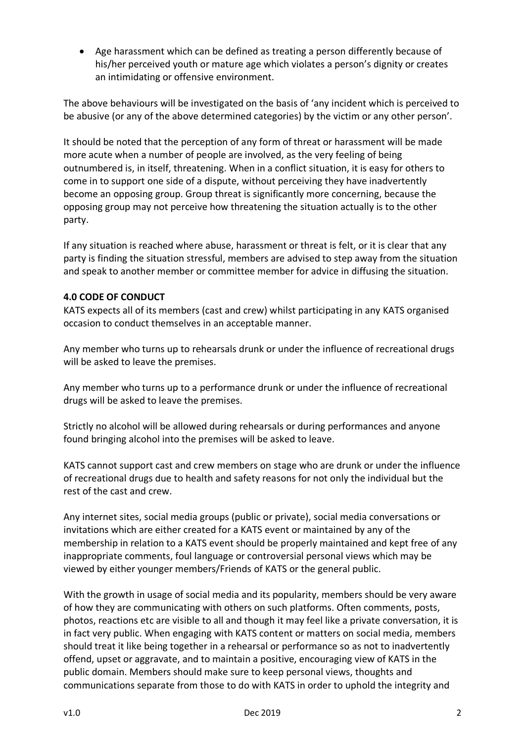- Age harassment which can be defined as treating a person differently because of his/her perceived youth or mature age which violates a person's dignity or creates an intimidating or offensive environment.

The above behaviours will be investigated on the basis of 'any incident which is perceived to be abusive (or any of the above determined categories) by the victim or any other person'.

It should be noted that the perception of any form of threat or harassment will be made more acute when a number of people are involved, as the very feeling of being outnumbered is, in itself, threatening. When in a conflict situation, it is easy for others to come in to support one side of a dispute, without perceiving they have inadvertently become an opposing group. Group threat is significantly more concerning, because the opposing group may not perceive how threatening the situation actually is to the other party.

If any situation is reached where abuse, harassment or threat is felt, or it is clear that any party is finding the situation stressful, members are advised to step away from the situation and speak to another member or committee member for advice in diffusing the situation.

**4.0 CODE OF CONDUCT**

KATS expects all of its members (cast and crew) whilst participating in any KATS organised occasion to conduct themselves in an acceptable manner.

Any member who turns up to rehearsals drunk or under the influence of recreational drugs will be asked to leave the premises.

Any member who turns up to a performance drunk or under the influence of recreational drugs will be asked to leave the premises.

Strictly no alcohol will be allowed during rehearsals or during performances and anyone found bringing alcohol into the premises will be asked to leave.

KATS cannot support cast and crew members on stage who are drunk or under the influence of recreational drugs due to health and safety reasons for not only the individual but the rest of the cast and crew.

Any internet sites, social media groups (public or private), social media conversations or invitations which are either created for a KATS event or maintained by any of the membership in relation to a KATS event should be properly maintained and kept free of any inappropriate comments, foul language or controversial personal views which may be viewed by either younger members/Friends of KATS or the general public.

With the growth in usage of social media and its popularity, members should be very aware of how they are communicating with others on such platforms. Often comments, posts, photos, reactions etc are visible to all and though it may feel like a private conversation, it is in fact very public. When engaging with KATS content or matters on social media, members should treat it like being together in a rehearsal or performance so as not to inadvertently offend, upset or aggravate, and to maintain a positive, encouraging view of KATS in the public domain. Members should make sure to keep personal views, thoughts and communications separate from those to do with KATS in order to uphold the integrity and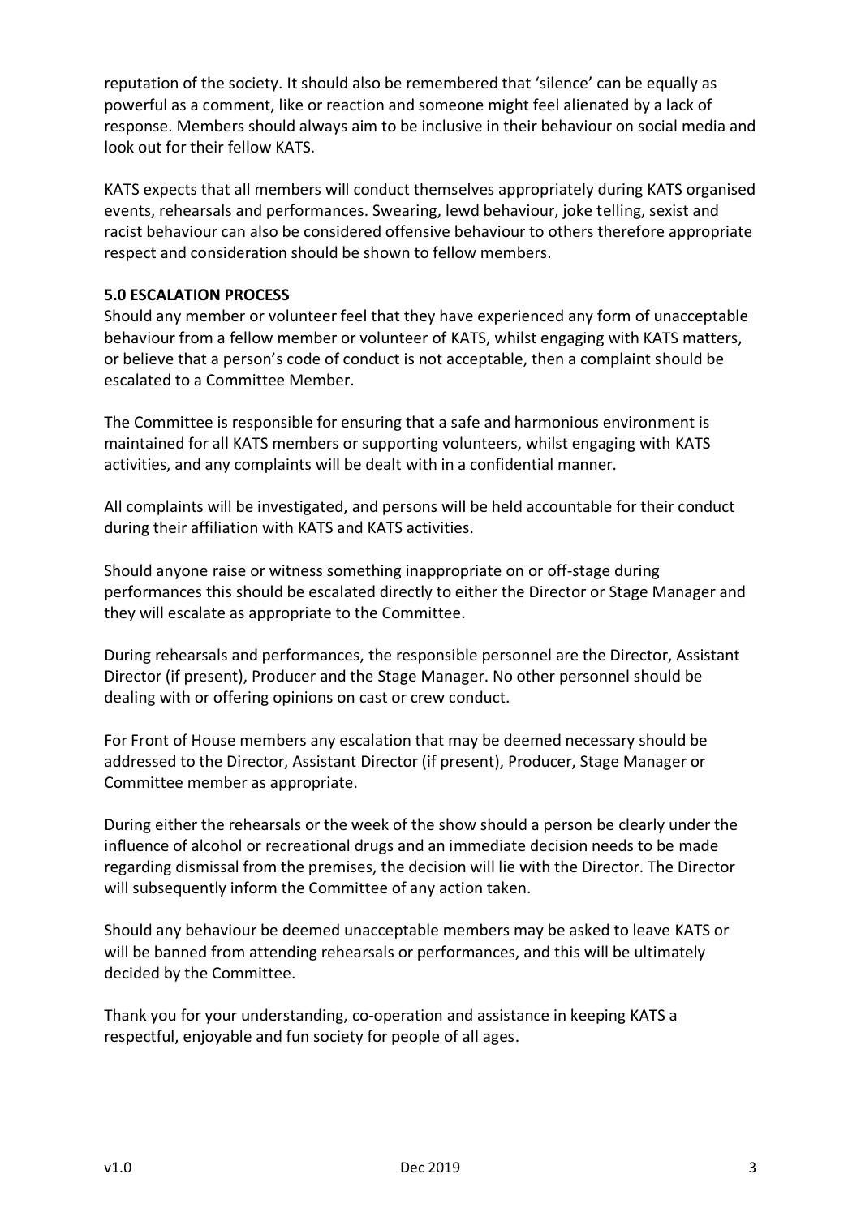reputation of the society. It should also be remembered that 'silence' can be equally as powerful as a comment, like or reaction and someone might feel alienated by a lack of response. Members should always aim to be inclusive in their behaviour on social media and look out for their fellow KATS.

KATS expects that all members will conduct themselves appropriately during KATS organised events, rehearsals and performances. Swearing, lewd behaviour, joke telling, sexist and racist behaviour can also be considered offensive behaviour to others therefore appropriate respect and consideration should be shown to fellow members.

**5.0 ESCALATION PROCESS**

Should any member or volunteer feel that they have experienced any form of unacceptable behaviour from a fellow member or volunteer of KATS, whilst engaging with KATS matters, or believe that a person's code of conduct is not acceptable, then a complaint should be escalated to a Committee Member.

The Committee is responsible for ensuring that a safe and harmonious environment is maintained for all KATS members or supporting volunteers, whilst engaging with KATS activities, and any complaints will be dealt with in a confidential manner.

All complaints will be investigated, and persons will be held accountable for their conduct during their affiliation with KATS and KATS activities.

Should anyone raise or witness something inappropriate on or off-stage during performances this should be escalated directly to either the Director or Stage Manager and they will escalate as appropriate to the Committee.

During rehearsals and performances, the responsible personnel are the Director, Assistant Director (if present), Producer and the Stage Manager. No other personnel should be dealing with or offering opinions on cast or crew conduct.

For Front of House members any escalation that may be deemed necessary should be addressed to the Director, Assistant Director (if present), Producer, Stage Manager or Committee member as appropriate.

During either the rehearsals or the week of the show should a person be clearly under the influence of alcohol or recreational drugs and an immediate decision needs to be made regarding dismissal from the premises, the decision will lie with the Director. The Director will subsequently inform the Committee of any action taken.

Should any behaviour be deemed unacceptable members may be asked to leave KATS or will be banned from attending rehearsals or performances, and this will be ultimately decided by the Committee.

Thank you for your understanding, co-operation and assistance in keeping KATS a respectful, enjoyable and fun society for people of all ages.